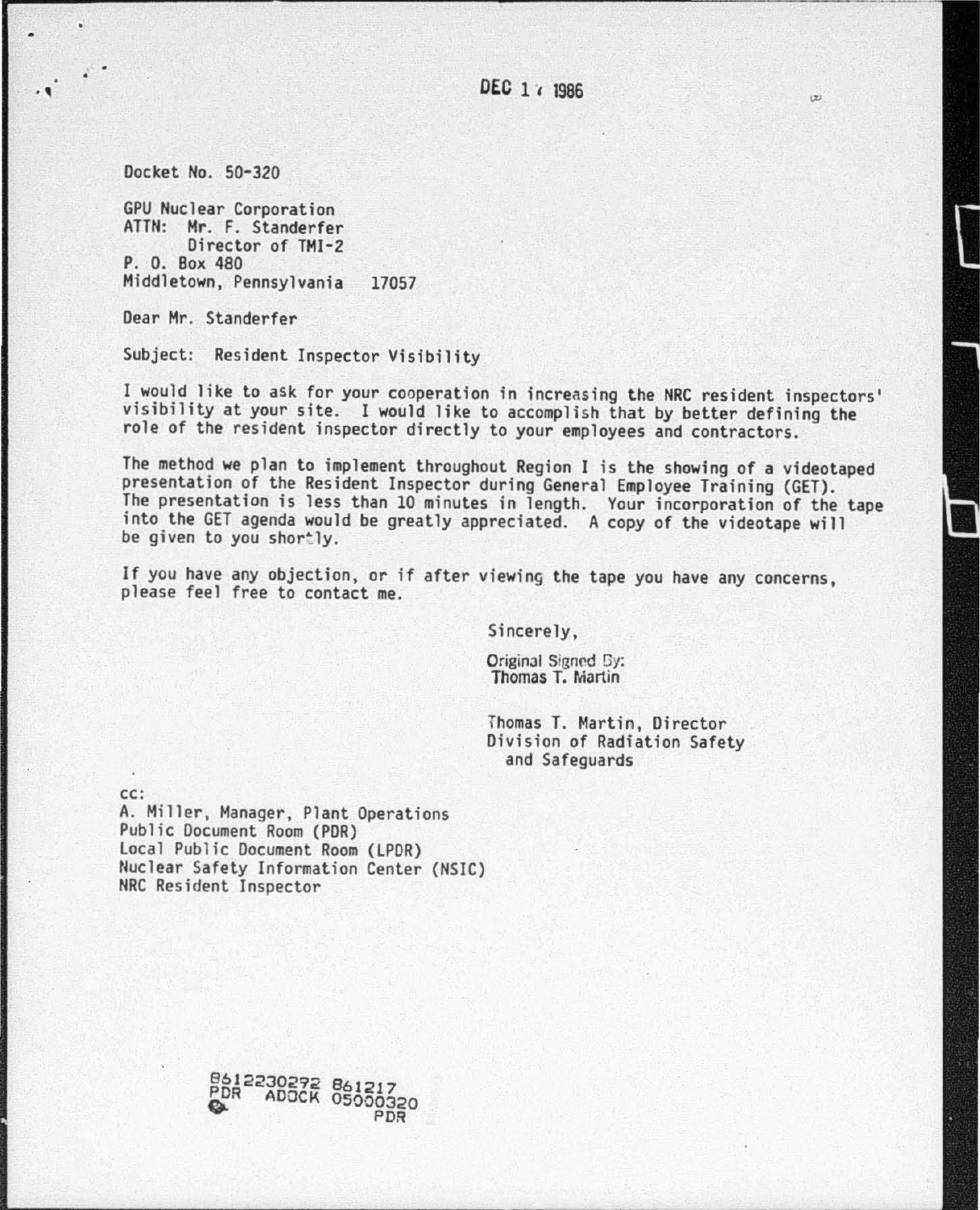DEC 17 1986

Docket No. 50-320

GPU Nuclear Corporation
ATTN: Mr. F. Standerfer
Director of TMI-2
P. O. Box 480
Middletown, Pennsylvania 17057

Dear Mr. Standerfer

Subject: Resident Inspector Visibility

I would like to ask for your cooperation in increasing the NRC resident inspectors' visibility at your site. I would like to accomplish that by better defining the role of the resident inspector directly to your employees and contractors.

The method we plan to implement throughout Region I is the showing of a videotaped presentation of the Resident Inspector during General Employee Training (GET). The presentation is less than 10 minutes in length. Your incorporation of the tape into the GET agenda would be greatly appreciated. A copy of the videotape will be given to you shortly.

If you have any objection, or if after viewing the tape you have any concerns, please feel free to contact me.

Sincerely,

Original Signed By:
Thomas T. Martin

Thomas T. Martin, Director
Division of Radiation Safety
and Safeguards

cc:
A. Miller, Manager, Plant Operations
Public Document Room (PDR)
Local Public Document Room (LPDR)
Nuclear Safety Information Center (NSIC)
NRC Resident Inspector

8612230272 861217
PDR ADOCK 05000320
PDR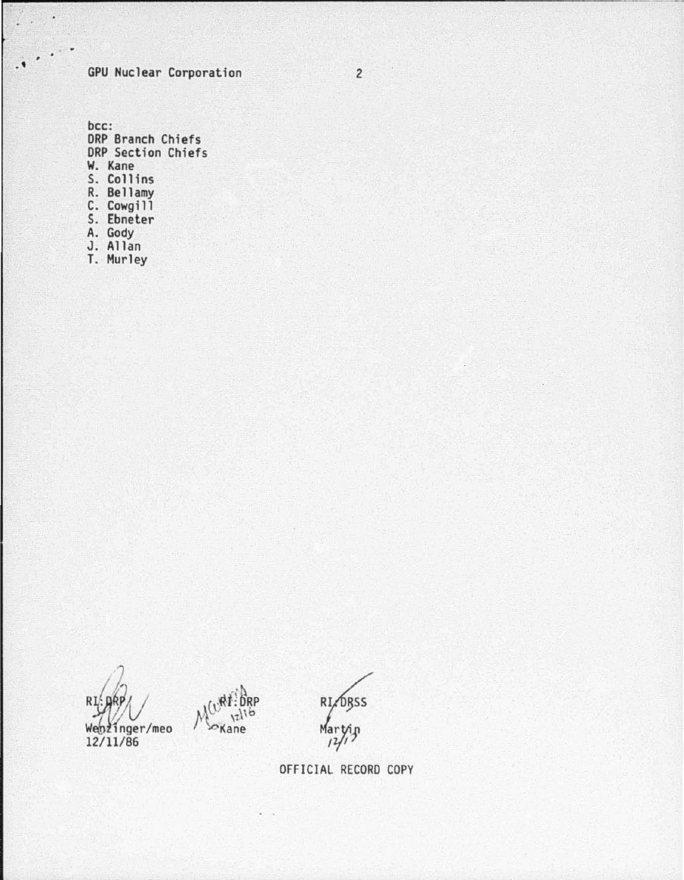GPU Nuclear Corporation

bcc:
DRP Branch Chiefs
DRP Section Chiefs
W. Kane
S. Collins
R. Bellamy
C. Cowgill
S. Ebneter
A. Gody
J. Allan
T. Murley

RI:DRP
Wenzinger/meo
12/11/86

RI:DRP
Kane
12/16

RI:DRSS
Martin
12/13

OFFICIAL RECORD COPY